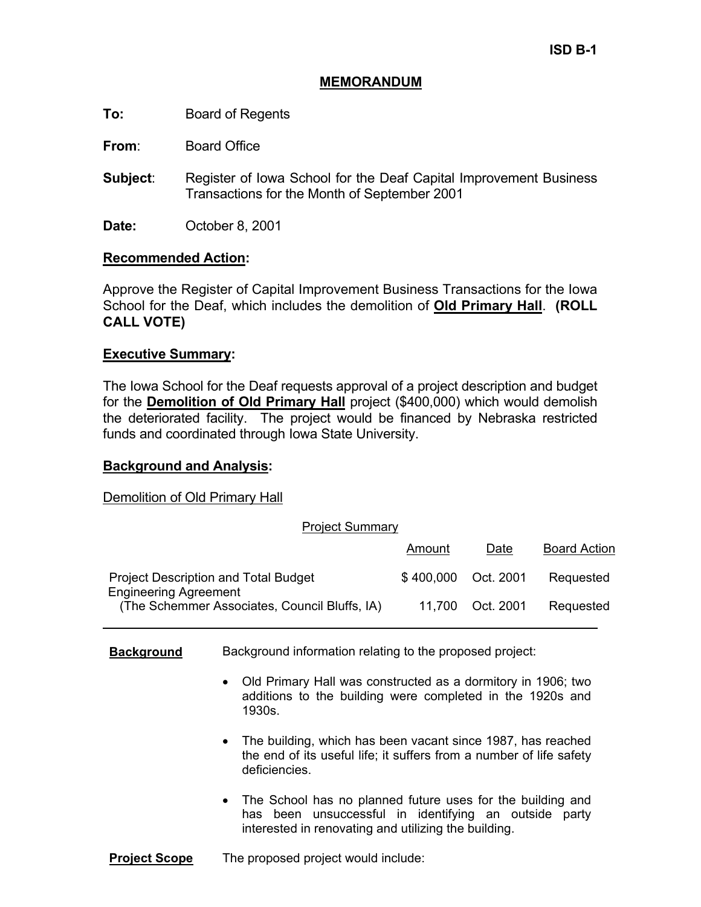ISD B-1

# MEMORANDUM

**To:** Board of Regents

**From:** Board Office

**Subject:** Register of Iowa School for the Deaf Capital Improvement Business Transactions for the Month of September 2001

**Date:** October 8, 2001

## Recommended Action:

Approve the Register of Capital Improvement Business Transactions for the Iowa School for the Deaf, which includes the demolition of **Old Primary Hall**. **(ROLL CALL VOTE)**

## Executive Summary:

The Iowa School for the Deaf requests approval of a project description and budget for the **Demolition of Old Primary Hall** project ($400,000) which would demolish the deteriorated facility. The project would be financed by Nebraska restricted funds and coordinated through Iowa State University.

## Background and Analysis:

Demolition of Old Primary Hall

Project Summary

| | Amount | Date | Board Action |
|---|---|---|---|
| Project Description and Total Budget | $ 400,000 | Oct. 2001 | Requested |
| Engineering Agreement (The Schemmer Associates, Council Bluffs, IA) | 11,700 | Oct. 2001 | Requested |

**Background** Background information relating to the proposed project:

- Old Primary Hall was constructed as a dormitory in 1906; two additions to the building were completed in the 1920s and 1930s.
- The building, which has been vacant since 1987, has reached the end of its useful life; it suffers from a number of life safety deficiencies.
- The School has no planned future uses for the building and has been unsuccessful in identifying an outside party interested in renovating and utilizing the building.

**Project Scope** The proposed project would include: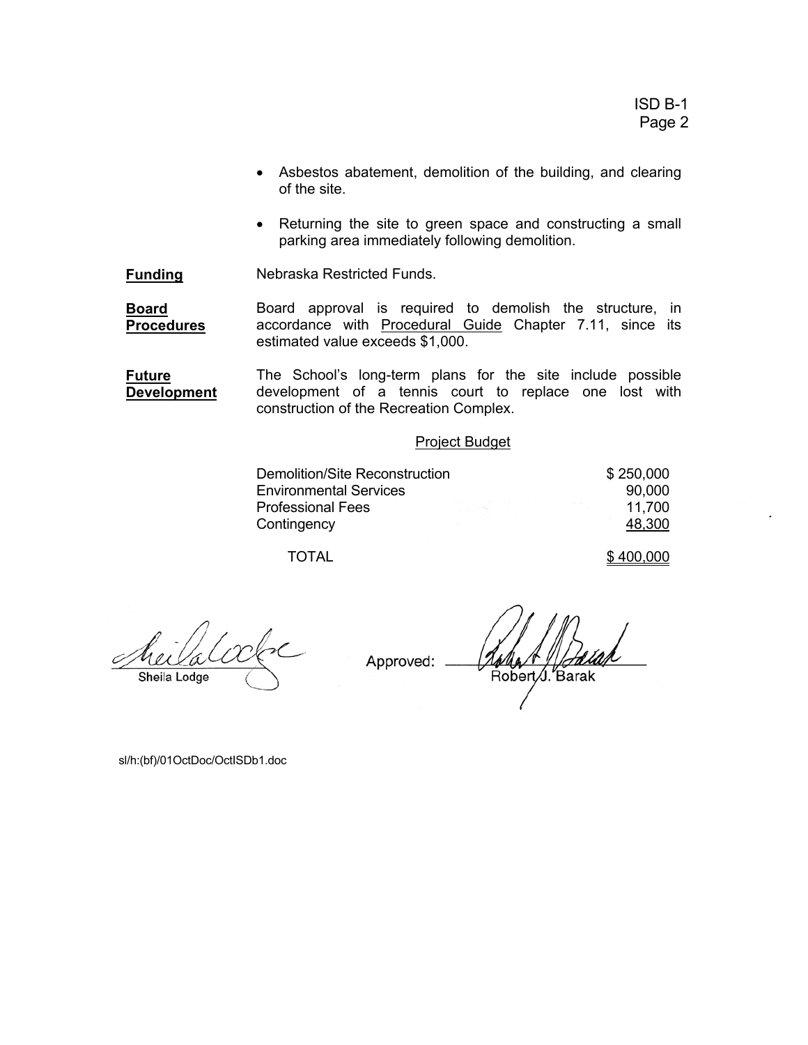- Asbestos abatement, demolition of the building, and clearing of the site.

- Returning the site to green space and constructing a small parking area immediately following demolition.

**Funding** Nebraska Restricted Funds.

**Board Procedures** Board approval is required to demolish the structure, in accordance with Procedural Guide Chapter 7.11, since its estimated value exceeds $1,000.

**Future Development** The School's long-term plans for the site include possible development of a tennis court to replace one lost with construction of the Recreation Complex.

Project Budget

| | |
|---|---|
| Demolition/Site Reconstruction | $ 250,000 |
| Environmental Services | 90,000 |
| Professional Fees | 11,700 |
| Contingency | 48,300 |
| TOTAL | $ 400,000 |

Sheila Lodge

Approved: Robert J. Barak

sl/h:(bf)/01OctDoc/OctISDb1.doc